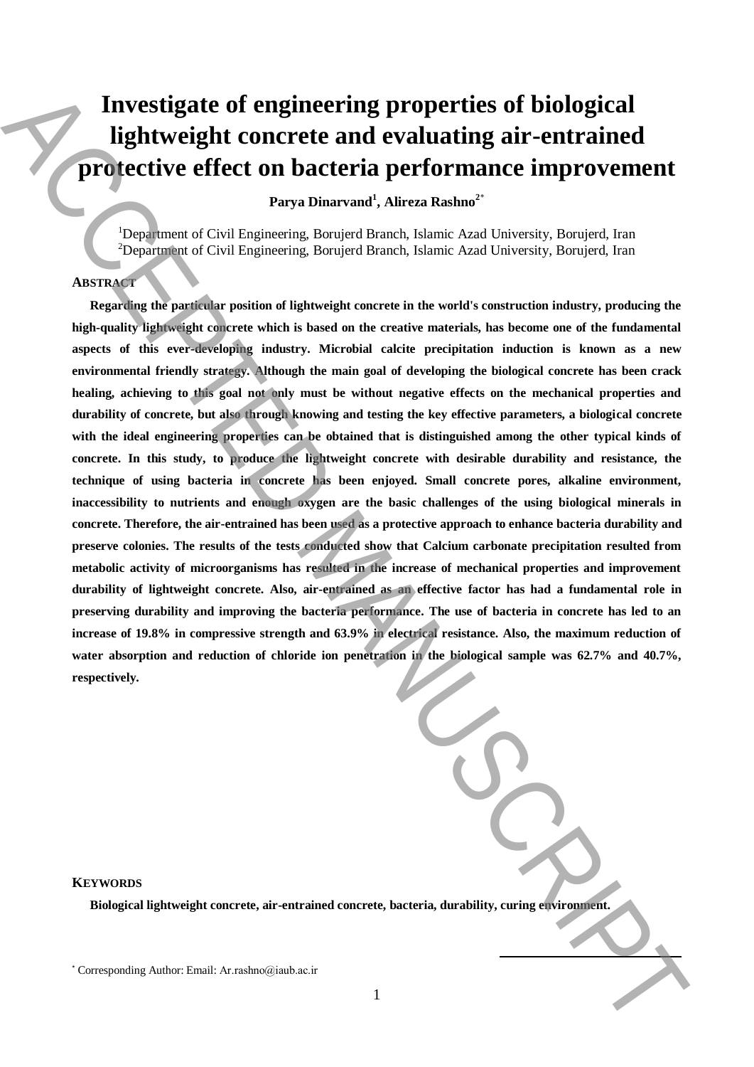# Investigate of engineering properties of biological lightweight concrete and evaluating air-entrained protective effect on bacteria performance improvement

**Parya Dinarvand[1], Alireza Rashno[2*]**

[1]Department of Civil Engineering, Borujerd Branch, Islamic Azad University, Borujerd, Iran
[2]Department of Civil Engineering, Borujerd Branch, Islamic Azad University, Borujerd, Iran

## ABSTRACT

**Regarding the particular position of lightweight concrete in the world's construction industry, producing the high-quality lightweight concrete which is based on the creative materials, has become one of the fundamental aspects of this ever-developing industry. Microbial calcite precipitation induction is known as a new environmental friendly strategy. Although the main goal of developing the biological concrete has been crack healing, achieving to this goal not only must be without negative effects on the mechanical properties and durability of concrete, but also through knowing and testing the key effective parameters, a biological concrete with the ideal engineering properties can be obtained that is distinguished among the other typical kinds of concrete. In this study, to produce the lightweight concrete with desirable durability and resistance, the technique of using bacteria in concrete has been enjoyed. Small concrete pores, alkaline environment, inaccessibility to nutrients and enough oxygen are the basic challenges of the using biological minerals in concrete. Therefore, the air-entrained has been used as a protective approach to enhance bacteria durability and preserve colonies. The results of the tests conducted show that Calcium carbonate precipitation resulted from metabolic activity of microorganisms has resulted in the increase of mechanical properties and improvement durability of lightweight concrete. Also, air-entrained as an effective factor has had a fundamental role in preserving durability and improving the bacteria performance. The use of bacteria in concrete has led to an increase of 19.8% in compressive strength and 63.9% in electrical resistance. Also, the maximum reduction of water absorption and reduction of chloride ion penetration in the biological sample was 62.7% and 40.7%, respectively.**

## KEYWORDS

**Biological lightweight concrete, air-entrained concrete, bacteria, durability, curing environment.**

[*] Corresponding Author: Email: Ar.rashno@iaub.ac.ir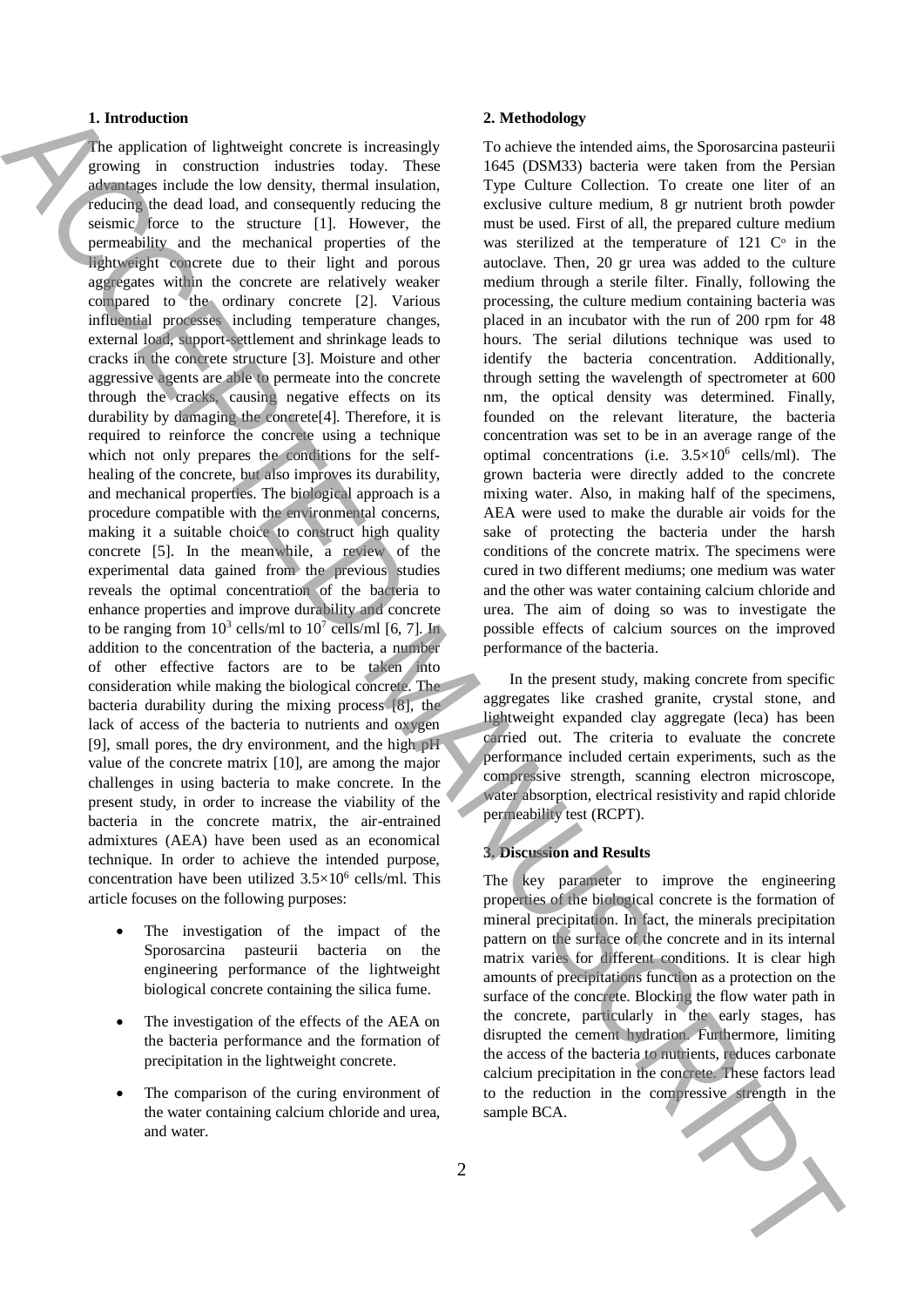## 1. Introduction

The application of lightweight concrete is increasingly growing in construction industries today. These advantages include the low density, thermal insulation, reducing the dead load, and consequently reducing the seismic force to the structure [1]. However, the permeability and the mechanical properties of the lightweight concrete due to their light and porous aggregates within the concrete are relatively weaker compared to the ordinary concrete [2]. Various influential processes including temperature changes, external load, support-settlement and shrinkage leads to cracks in the concrete structure [3]. Moisture and other aggressive agents are able to permeate into the concrete through the cracks, causing negative effects on its durability by damaging the concrete[4]. Therefore, it is required to reinforce the concrete using a technique which not only prepares the conditions for the self-healing of the concrete, but also improves its durability, and mechanical properties. The biological approach is a procedure compatible with the environmental concerns, making it a suitable choice to construct high quality concrete [5]. In the meanwhile, a review of the experimental data gained from the previous studies reveals the optimal concentration of the bacteria to enhance properties and improve durability and concrete to be ranging from $10^3$ cells/ml to $10^7$ cells/ml [6, 7]. In addition to the concentration of the bacteria, a number of other effective factors are to be taken into consideration while making the biological concrete. The bacteria durability during the mixing process [8], the lack of access of the bacteria to nutrients and oxygen [9], small pores, the dry environment, and the high pH value of the concrete matrix [10], are among the major challenges in using bacteria to make concrete. In the present study, in order to increase the viability of the bacteria in the concrete matrix, the air-entrained admixtures (AEA) have been used as an economical technique. In order to achieve the intended purpose, concentration have been utilized $3.5\times10^6$ cells/ml. This article focuses on the following purposes:

- The investigation of the impact of the Sporosarcina pasteurii bacteria on the engineering performance of the lightweight biological concrete containing the silica fume.
- The investigation of the effects of the AEA on the bacteria performance and the formation of precipitation in the lightweight concrete.
- The comparison of the curing environment of the water containing calcium chloride and urea, and water.

## 2. Methodology

To achieve the intended aims, the Sporosarcina pasteurii 1645 (DSM33) bacteria were taken from the Persian Type Culture Collection. To create one liter of an exclusive culture medium, 8 gr nutrient broth powder must be used. First of all, the prepared culture medium was sterilized at the temperature of 121 C° in the autoclave. Then, 20 gr urea was added to the culture medium through a sterile filter. Finally, following the processing, the culture medium containing bacteria was placed in an incubator with the run of 200 rpm for 48 hours. The serial dilutions technique was used to identify the bacteria concentration. Additionally, through setting the wavelength of spectrometer at 600 nm, the optical density was determined. Finally, founded on the relevant literature, the bacteria concentration was set to be in an average range of the optimal concentrations (i.e. $3.5\times10^6$ cells/ml). The grown bacteria were directly added to the concrete mixing water. Also, in making half of the specimens, AEA were used to make the durable air voids for the sake of protecting the bacteria under the harsh conditions of the concrete matrix. The specimens were cured in two different mediums; one medium was water and the other was water containing calcium chloride and urea. The aim of doing so was to investigate the possible effects of calcium sources on the improved performance of the bacteria.

In the present study, making concrete from specific aggregates like crashed granite, crystal stone, and lightweight expanded clay aggregate (leca) has been carried out. The criteria to evaluate the concrete performance included certain experiments, such as the compressive strength, scanning electron microscope, water absorption, electrical resistivity and rapid chloride permeability test (RCPT).

## 3. Discussion and Results

The key parameter to improve the engineering properties of the biological concrete is the formation of mineral precipitation. In fact, the minerals precipitation pattern on the surface of the concrete and in its internal matrix varies for different conditions. It is clear high amounts of precipitations function as a protection on the surface of the concrete. Blocking the flow water path in the concrete, particularly in the early stages, has disrupted the cement hydration. Furthermore, limiting the access of the bacteria to nutrients, reduces carbonate calcium precipitation in the concrete. These factors lead to the reduction in the compressive strength in the sample BCA.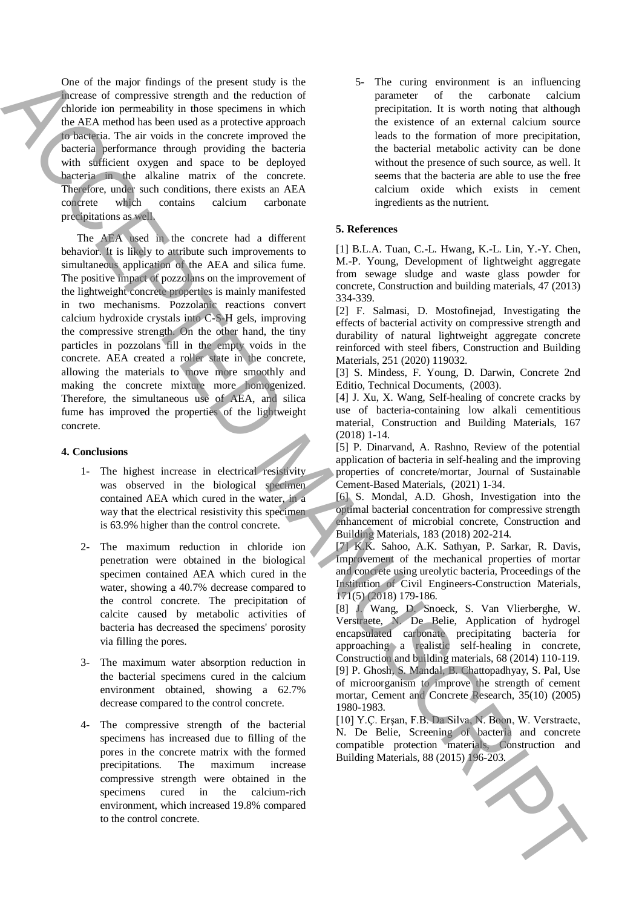One of the major findings of the present study is the increase of compressive strength and the reduction of chloride ion permeability in those specimens in which the AEA method has been used as a protective approach to bacteria. The air voids in the concrete improved the bacteria performance through providing the bacteria with sufficient oxygen and space to be deployed bacteria in the alkaline matrix of the concrete. Therefore, under such conditions, there exists an AEA concrete which contains calcium carbonate precipitations as well.

The AEA used in the concrete had a different behavior. It is likely to attribute such improvements to simultaneous application of the AEA and silica fume. The positive impact of pozzolans on the improvement of the lightweight concrete properties is mainly manifested in two mechanisms. Pozzolanic reactions convert calcium hydroxide crystals into C-S-H gels, improving the compressive strength. On the other hand, the tiny particles in pozzolans fill in the empty voids in the concrete. AEA created a roller state in the concrete, allowing the materials to move more smoothly and making the concrete mixture more homogenized. Therefore, the simultaneous use of AEA, and silica fume has improved the properties of the lightweight concrete.

## 4. Conclusions

1- The highest increase in electrical resistivity was observed in the biological specimen contained AEA which cured in the water, in a way that the electrical resistivity this specimen is 63.9% higher than the control concrete.

2- The maximum reduction in chloride ion penetration were obtained in the biological specimen contained AEA which cured in the water, showing a 40.7% decrease compared to the control concrete. The precipitation of calcite caused by metabolic activities of bacteria has decreased the specimens' porosity via filling the pores.

3- The maximum water absorption reduction in the bacterial specimens cured in the calcium environment obtained, showing a 62.7% decrease compared to the control concrete.

4- The compressive strength of the bacterial specimens has increased due to filling of the pores in the concrete matrix with the formed precipitations. The maximum increase compressive strength were obtained in the specimens cured in the calcium-rich environment, which increased 19.8% compared to the control concrete.

5- The curing environment is an influencing parameter of the carbonate calcium precipitation. It is worth noting that although the existence of an external calcium source leads to the formation of more precipitation, the bacterial metabolic activity can be done without the presence of such source, as well. It seems that the bacteria are able to use the free calcium oxide which exists in cement ingredients as the nutrient.

## 5. References

[1] B.L.A. Tuan, C.-L. Hwang, K.-L. Lin, Y.-Y. Chen, M.-P. Young, Development of lightweight aggregate from sewage sludge and waste glass powder for concrete, Construction and building materials, 47 (2013) 334-339.

[2] F. Salmasi, D. Mostofinejad, Investigating the effects of bacterial activity on compressive strength and durability of natural lightweight aggregate concrete reinforced with steel fibers, Construction and Building Materials, 251 (2020) 119032.

[3] S. Mindess, F. Young, D. Darwin, Concrete 2nd Editio, Technical Documents, (2003).

[4] J. Xu, X. Wang, Self-healing of concrete cracks by use of bacteria-containing low alkali cementitious material, Construction and Building Materials, 167 (2018) 1-14.

[5] P. Dinarvand, A. Rashno, Review of the potential application of bacteria in self-healing and the improving properties of concrete/mortar, Journal of Sustainable Cement-Based Materials, (2021) 1-34.

[6] S. Mondal, A.D. Ghosh, Investigation into the optimal bacterial concentration for compressive strength enhancement of microbial concrete, Construction and Building Materials, 183 (2018) 202-214.

[7] K.K. Sahoo, A.K. Sathyan, P. Sarkar, R. Davis, Improvement of the mechanical properties of mortar and concrete using ureolytic bacteria, Proceedings of the Institution of Civil Engineers-Construction Materials, 171(5) (2018) 179-186.

[8] J. Wang, D. Snoeck, S. Van Vlierberghe, W. Verstraete, N. De Belie, Application of hydrogel encapsulated carbonate precipitating bacteria for approaching a realistic self-healing in concrete, Construction and building materials, 68 (2014) 110-119.

[9] P. Ghosh, S. Mandal, B. Chattopadhyay, S. Pal, Use of microorganism to improve the strength of cement mortar, Cement and Concrete Research, 35(10) (2005) 1980-1983.

[10] Y.Ç. Erşan, F.B. Da Silva, N. Boon, W. Verstraete, N. De Belie, Screening of bacteria and concrete compatible protection materials, Construction and Building Materials, 88 (2015) 196-203.